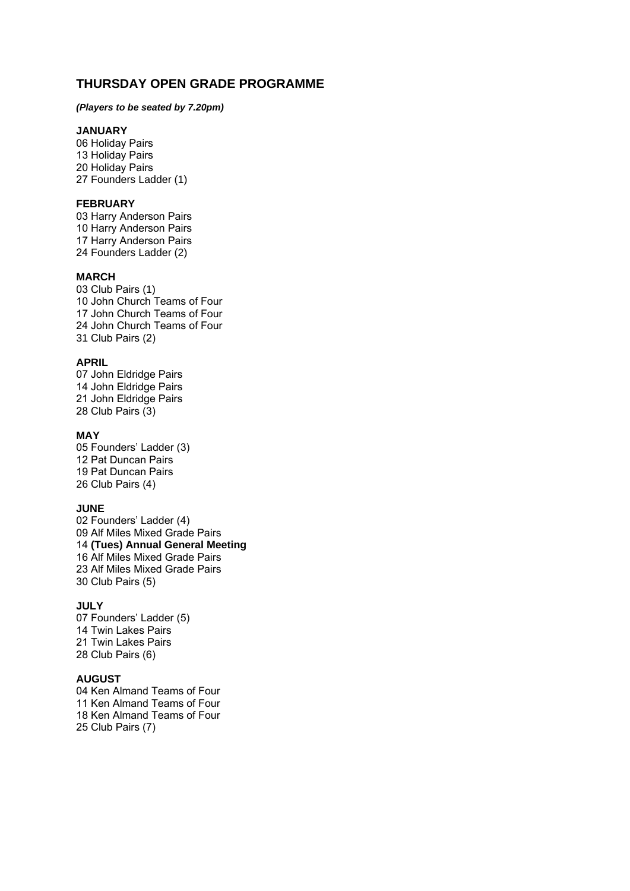## THURSDAY OPEN GRADE PROGRAMME

***(Players to be seated by 7.20pm)***

**JANUARY**

06 Holiday Pairs
13 Holiday Pairs
20 Holiday Pairs
27 Founders Ladder (1)

**FEBRUARY**

03 Harry Anderson Pairs
10 Harry Anderson Pairs
17 Harry Anderson Pairs
24 Founders Ladder (2)

**MARCH**

03 Club Pairs (1)
10 John Church Teams of Four
17 John Church Teams of Four
24 John Church Teams of Four
31 Club Pairs (2)

**APRIL**

07 John Eldridge Pairs
14 John Eldridge Pairs
21 John Eldridge Pairs
28 Club Pairs (3)

**MAY**

05 Founders' Ladder (3)
12 Pat Duncan Pairs
19 Pat Duncan Pairs
26 Club Pairs (4)

**JUNE**

02 Founders' Ladder (4)
09 Alf Miles Mixed Grade Pairs
14 **(Tues) Annual General Meeting**
16 Alf Miles Mixed Grade Pairs
23 Alf Miles Mixed Grade Pairs
30 Club Pairs (5)

**JULY**

07 Founders' Ladder (5)
14 Twin Lakes Pairs
21 Twin Lakes Pairs
28 Club Pairs (6)

**AUGUST**

04 Ken Almand Teams of Four
11 Ken Almand Teams of Four
18 Ken Almand Teams of Four
25 Club Pairs (7)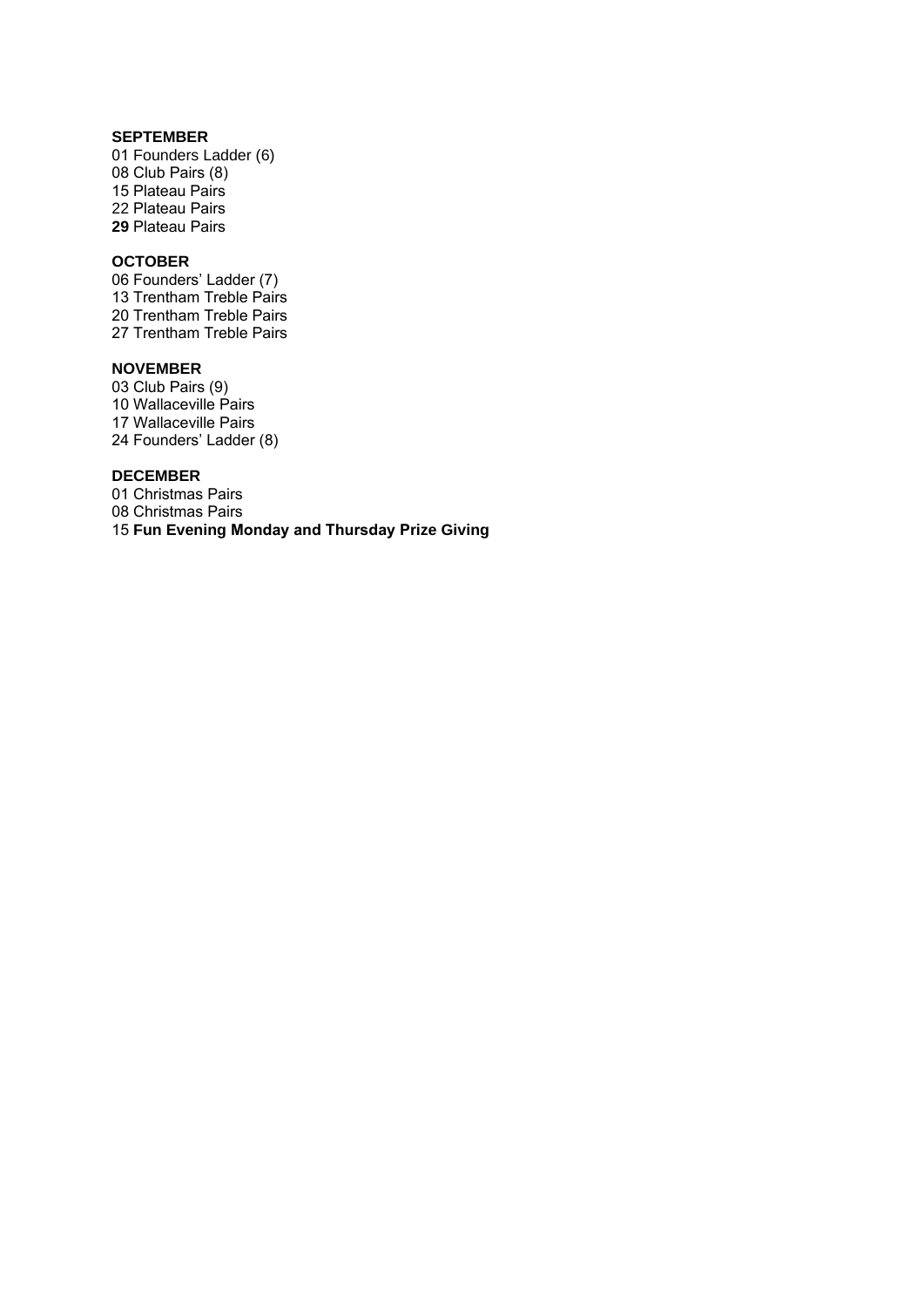**SEPTEMBER**
01 Founders Ladder (6)
08 Club Pairs (8)
15 Plateau Pairs
22 Plateau Pairs
**29** Plateau Pairs

**OCTOBER**
06 Founders' Ladder (7)
13 Trentham Treble Pairs
20 Trentham Treble Pairs
27 Trentham Treble Pairs

**NOVEMBER**
03 Club Pairs (9)
10 Wallaceville Pairs
17 Wallaceville Pairs
24 Founders' Ladder (8)

**DECEMBER**
01 Christmas Pairs
08 Christmas Pairs
15 **Fun Evening Monday and Thursday Prize Giving**